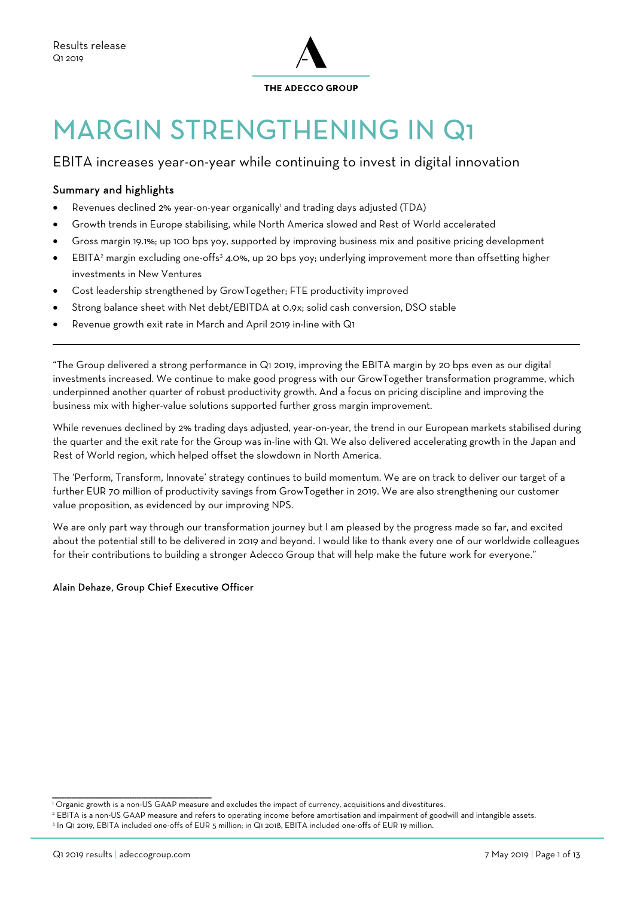Results release
Q1 2019

THE ADECCO GROUP

# MARGIN STRENGTHENING IN Q1

## EBITA increases year-on-year while continuing to invest in digital innovation

### Summary and highlights

- Revenues declined 2% year-on-year organically[1] and trading days adjusted (TDA)
- Growth trends in Europe stabilising, while North America slowed and Rest of World accelerated
- Gross margin 19.1%; up 100 bps yoy, supported by improving business mix and positive pricing development
- EBITA[2] margin excluding one-offs[3] 4.0%, up 20 bps yoy; underlying improvement more than offsetting higher investments in New Ventures
- Cost leadership strengthened by GrowTogether; FTE productivity improved
- Strong balance sheet with Net debt/EBITDA at 0.9x; solid cash conversion, DSO stable
- Revenue growth exit rate in March and April 2019 in-line with Q1

---

"The Group delivered a strong performance in Q1 2019, improving the EBITA margin by 20 bps even as our digital investments increased. We continue to make good progress with our GrowTogether transformation programme, which underpinned another quarter of robust productivity growth. And a focus on pricing discipline and improving the business mix with higher-value solutions supported further gross margin improvement.

While revenues declined by 2% trading days adjusted, year-on-year, the trend in our European markets stabilised during the quarter and the exit rate for the Group was in-line with Q1. We also delivered accelerating growth in the Japan and Rest of World region, which helped offset the slowdown in North America.

The 'Perform, Transform, Innovate' strategy continues to build momentum. We are on track to deliver our target of a further EUR 70 million of productivity savings from GrowTogether in 2019. We are also strengthening our customer value proposition, as evidenced by our improving NPS.

We are only part way through our transformation journey but I am pleased by the progress made so far, and excited about the potential still to be delivered in 2019 and beyond. I would like to thank every one of our worldwide colleagues for their contributions to building a stronger Adecco Group that will help make the future work for everyone."

**Alain Dehaze, Group Chief Executive Officer**

---

[1] Organic growth is a non-US GAAP measure and excludes the impact of currency, acquisitions and divestitures.
[2] EBITA is a non-US GAAP measure and refers to operating income before amortisation and impairment of goodwill and intangible assets.
[3] In Q1 2019, EBITA included one-offs of EUR 5 million; in Q1 2018, EBITA included one-offs of EUR 19 million.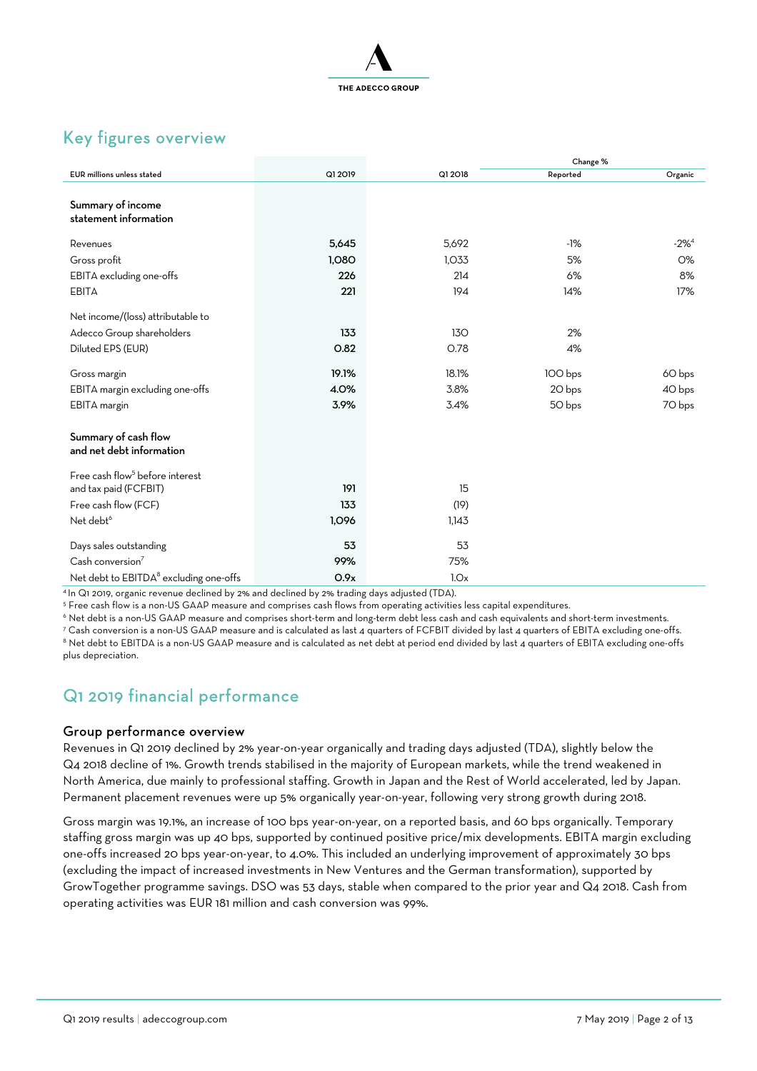## Key figures overview

| EUR millions unless stated | Q1 2019 | Q1 2018 | Change % Reported | Change % Organic |
|---|---|---|---|---|
| **Summary of income statement information** | | | | |
| Revenues | **5,645** | 5,692 | -1% | -2%[4] |
| Gross profit | **1,080** | 1,033 | 5% | 0% |
| EBITA excluding one-offs | **226** | 214 | 6% | 8% |
| EBITA | **221** | 194 | 14% | 17% |
| Net income/(loss) attributable to Adecco Group shareholders | **133** | 130 | 2% | |
| Diluted EPS (EUR) | **0.82** | 0.78 | 4% | |
| Gross margin | **19.1%** | 18.1% | 100 bps | 60 bps |
| EBITA margin excluding one-offs | **4.0%** | 3.8% | 20 bps | 40 bps |
| EBITA margin | **3.9%** | 3.4% | 50 bps | 70 bps |
| **Summary of cash flow and net debt information** | | | | |
| Free cash flow[5] before interest and tax paid (FCFBIT) | **191** | 15 | | |
| Free cash flow (FCF) | **133** | (19) | | |
| Net debt[6] | **1,096** | 1,143 | | |
| Days sales outstanding | **53** | 53 | | |
| Cash conversion[7] | **99%** | 75% | | |
| Net debt to EBITDA[8] excluding one-offs | **0.9x** | 1.0x | | |

[4] In Q1 2019, organic revenue declined by 2% and declined by 2% trading days adjusted (TDA).
[5] Free cash flow is a non-US GAAP measure and comprises cash flows from operating activities less capital expenditures.
[6] Net debt is a non-US GAAP measure and comprises short-term and long-term debt less cash and cash equivalents and short-term investments.
[7] Cash conversion is a non-US GAAP measure and is calculated as last 4 quarters of FCFBIT divided by last 4 quarters of EBITA excluding one-offs.
[8] Net debt to EBITDA is a non-US GAAP measure and is calculated as net debt at period end divided by last 4 quarters of EBITA excluding one-offs plus depreciation.

## Q1 2019 financial performance

### Group performance overview

Revenues in Q1 2019 declined by 2% year-on-year organically and trading days adjusted (TDA), slightly below the Q4 2018 decline of 1%. Growth trends stabilised in the majority of European markets, while the trend weakened in North America, due mainly to professional staffing. Growth in Japan and the Rest of World accelerated, led by Japan. Permanent placement revenues were up 5% organically year-on-year, following very strong growth during 2018.

Gross margin was 19.1%, an increase of 100 bps year-on-year, on a reported basis, and 60 bps organically. Temporary staffing gross margin was up 40 bps, supported by continued positive price/mix developments. EBITA margin excluding one-offs increased 20 bps year-on-year, to 4.0%. This included an underlying improvement of approximately 30 bps (excluding the impact of increased investments in New Ventures and the German transformation), supported by GrowTogether programme savings. DSO was 53 days, stable when compared to the prior year and Q4 2018. Cash from operating activities was EUR 181 million and cash conversion was 99%.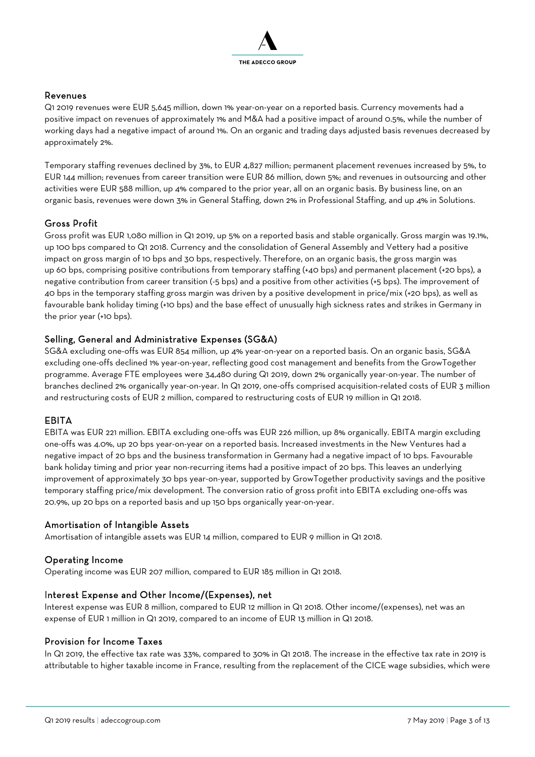## Revenues

Q1 2019 revenues were EUR 5,645 million, down 1% year-on-year on a reported basis. Currency movements had a positive impact on revenues of approximately 1% and M&A had a positive impact of around 0.5%, while the number of working days had a negative impact of around 1%. On an organic and trading days adjusted basis revenues decreased by approximately 2%.

Temporary staffing revenues declined by 3%, to EUR 4,827 million; permanent placement revenues increased by 5%, to EUR 144 million; revenues from career transition were EUR 86 million, down 5%; and revenues in outsourcing and other activities were EUR 588 million, up 4% compared to the prior year, all on an organic basis. By business line, on an organic basis, revenues were down 3% in General Staffing, down 2% in Professional Staffing, and up 4% in Solutions.

## Gross Profit

Gross profit was EUR 1,080 million in Q1 2019, up 5% on a reported basis and stable organically. Gross margin was 19.1%, up 100 bps compared to Q1 2018. Currency and the consolidation of General Assembly and Vettery had a positive impact on gross margin of 10 bps and 30 bps, respectively. Therefore, on an organic basis, the gross margin was up 60 bps, comprising positive contributions from temporary staffing (+40 bps) and permanent placement (+20 bps), a negative contribution from career transition (-5 bps) and a positive from other activities (+5 bps). The improvement of 40 bps in the temporary staffing gross margin was driven by a positive development in price/mix (+20 bps), as well as favourable bank holiday timing (+10 bps) and the base effect of unusually high sickness rates and strikes in Germany in the prior year (+10 bps).

## Selling, General and Administrative Expenses (SG&A)

SG&A excluding one-offs was EUR 854 million, up 4% year-on-year on a reported basis. On an organic basis, SG&A excluding one-offs declined 1% year-on-year, reflecting good cost management and benefits from the GrowTogether programme. Average FTE employees were 34,480 during Q1 2019, down 2% organically year-on-year. The number of branches declined 2% organically year-on-year. In Q1 2019, one-offs comprised acquisition-related costs of EUR 3 million and restructuring costs of EUR 2 million, compared to restructuring costs of EUR 19 million in Q1 2018.

## EBITA

EBITA was EUR 221 million. EBITA excluding one-offs was EUR 226 million, up 8% organically. EBITA margin excluding one-offs was 4.0%, up 20 bps year-on-year on a reported basis. Increased investments in the New Ventures had a negative impact of 20 bps and the business transformation in Germany had a negative impact of 10 bps. Favourable bank holiday timing and prior year non-recurring items had a positive impact of 20 bps. This leaves an underlying improvement of approximately 30 bps year-on-year, supported by GrowTogether productivity savings and the positive temporary staffing price/mix development. The conversion ratio of gross profit into EBITA excluding one-offs was 20.9%, up 20 bps on a reported basis and up 150 bps organically year-on-year.

## Amortisation of Intangible Assets

Amortisation of intangible assets was EUR 14 million, compared to EUR 9 million in Q1 2018.

## Operating Income

Operating income was EUR 207 million, compared to EUR 185 million in Q1 2018.

## Interest Expense and Other Income/(Expenses), net

Interest expense was EUR 8 million, compared to EUR 12 million in Q1 2018. Other income/(expenses), net was an expense of EUR 1 million in Q1 2019, compared to an income of EUR 13 million in Q1 2018.

## Provision for Income Taxes

In Q1 2019, the effective tax rate was 33%, compared to 30% in Q1 2018. The increase in the effective tax rate in 2019 is attributable to higher taxable income in France, resulting from the replacement of the CICE wage subsidies, which were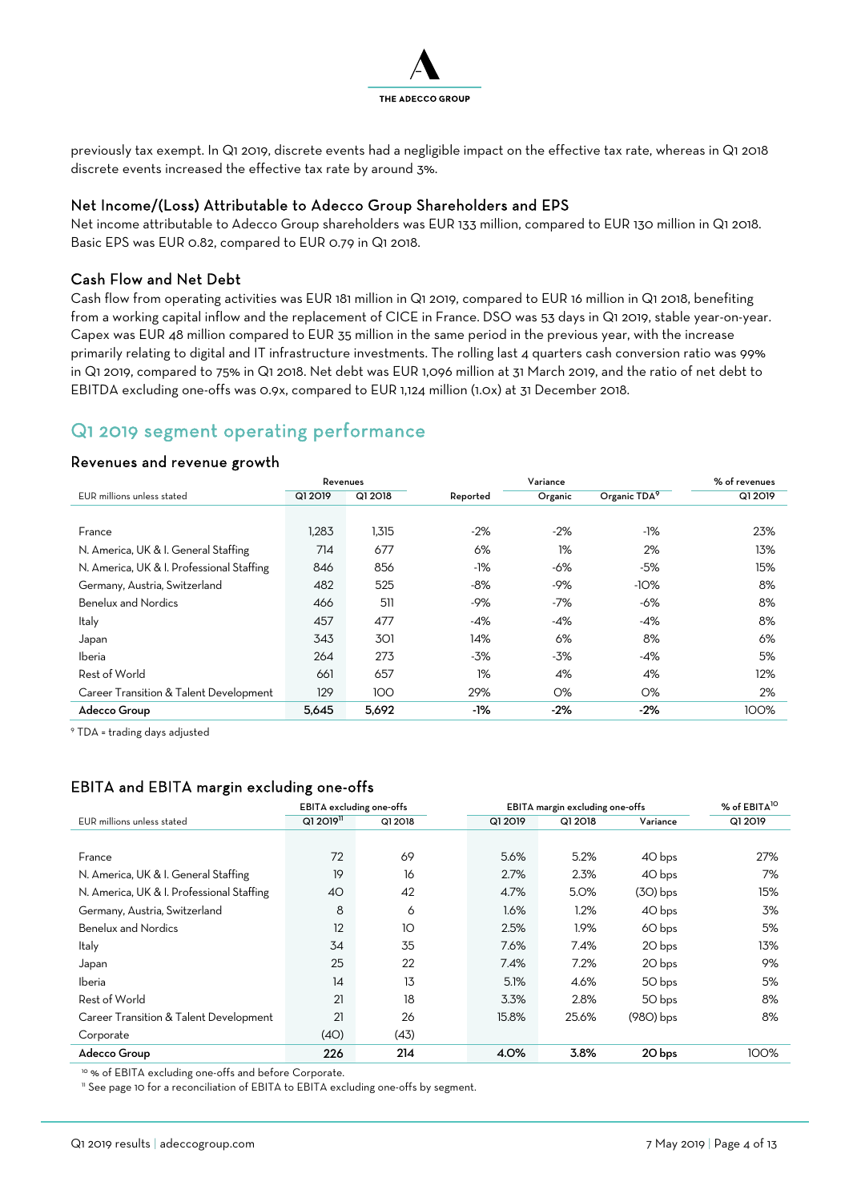previously tax exempt. In Q1 2019, discrete events had a negligible impact on the effective tax rate, whereas in Q1 2018 discrete events increased the effective tax rate by around 3%.

### Net Income/(Loss) Attributable to Adecco Group Shareholders and EPS

Net income attributable to Adecco Group shareholders was EUR 133 million, compared to EUR 130 million in Q1 2018. Basic EPS was EUR 0.82, compared to EUR 0.79 in Q1 2018.

### Cash Flow and Net Debt

Cash flow from operating activities was EUR 181 million in Q1 2019, compared to EUR 16 million in Q1 2018, benefiting from a working capital inflow and the replacement of CICE in France. DSO was 53 days in Q1 2019, stable year-on-year. Capex was EUR 48 million compared to EUR 35 million in the same period in the previous year, with the increase primarily relating to digital and IT infrastructure investments. The rolling last 4 quarters cash conversion ratio was 99% in Q1 2019, compared to 75% in Q1 2018. Net debt was EUR 1,096 million at 31 March 2019, and the ratio of net debt to EBITDA excluding one-offs was 0.9x, compared to EUR 1,124 million (1.0x) at 31 December 2018.

## Q1 2019 segment operating performance

### Revenues and revenue growth

| EUR millions unless stated | Revenues | | Variance | | | % of revenues |
|---|---|---|---|---|---|---|
| | Q1 2019 | Q1 2018 | Reported | Organic | Organic TDA[9] | Q1 2019 |
| France | 1,283 | 1,315 | -2% | -2% | -1% | 23% |
| N. America, UK & I. General Staffing | 714 | 677 | 6% | 1% | 2% | 13% |
| N. America, UK & I. Professional Staffing | 846 | 856 | -1% | -6% | -5% | 15% |
| Germany, Austria, Switzerland | 482 | 525 | -8% | -9% | -10% | 8% |
| Benelux and Nordics | 466 | 511 | -9% | -7% | -6% | 8% |
| Italy | 457 | 477 | -4% | -4% | -4% | 8% |
| Japan | 343 | 301 | 14% | 6% | 8% | 6% |
| Iberia | 264 | 273 | -3% | -3% | -4% | 5% |
| Rest of World | 661 | 657 | 1% | 4% | 4% | 12% |
| Career Transition & Talent Development | 129 | 100 | 29% | 0% | 0% | 2% |
| **Adecco Group** | **5,645** | **5,692** | **-1%** | **-2%** | **-2%** | 100% |

[9] TDA = trading days adjusted

### EBITA and EBITA margin excluding one-offs

| EUR millions unless stated | EBITA excluding one-offs | | EBITA margin excluding one-offs | | | % of EBITA[10] |
|---|---|---|---|---|---|---|
| | Q1 2019[11] | Q1 2018 | Q1 2019 | Q1 2018 | Variance | Q1 2019 |
| France | 72 | 69 | 5.6% | 5.2% | 40 bps | 27% |
| N. America, UK & I. General Staffing | 19 | 16 | 2.7% | 2.3% | 40 bps | 7% |
| N. America, UK & I. Professional Staffing | 40 | 42 | 4.7% | 5.0% | (30) bps | 15% |
| Germany, Austria, Switzerland | 8 | 6 | 1.6% | 1.2% | 40 bps | 3% |
| Benelux and Nordics | 12 | 10 | 2.5% | 1.9% | 60 bps | 5% |
| Italy | 34 | 35 | 7.6% | 7.4% | 20 bps | 13% |
| Japan | 25 | 22 | 7.4% | 7.2% | 20 bps | 9% |
| Iberia | 14 | 13 | 5.1% | 4.6% | 50 bps | 5% |
| Rest of World | 21 | 18 | 3.3% | 2.8% | 50 bps | 8% |
| Career Transition & Talent Development | 21 | 26 | 15.8% | 25.6% | (980) bps | 8% |
| Corporate | (40) | (43) | | | | |
| **Adecco Group** | **226** | **214** | **4.0%** | **3.8%** | **20 bps** | 100% |

[10] % of EBITA excluding one-offs and before Corporate.

[11] See page 10 for a reconciliation of EBITA to EBITA excluding one-offs by segment.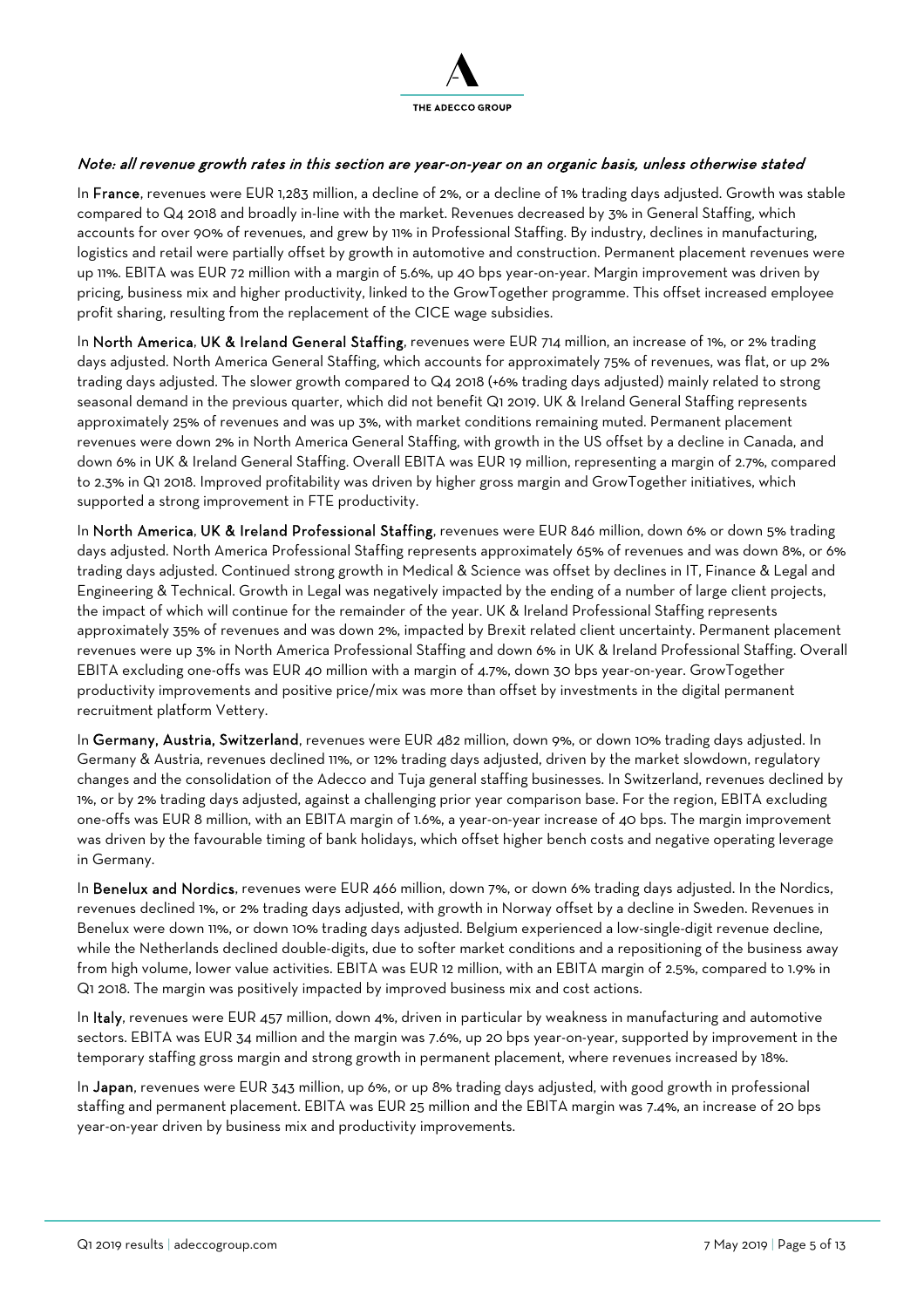*Note: all revenue growth rates in this section are year-on-year on an organic basis, unless otherwise stated*

In **France**, revenues were EUR 1,283 million, a decline of 2%, or a decline of 1% trading days adjusted. Growth was stable compared to Q4 2018 and broadly in-line with the market. Revenues decreased by 3% in General Staffing, which accounts for over 90% of revenues, and grew by 11% in Professional Staffing. By industry, declines in manufacturing, logistics and retail were partially offset by growth in automotive and construction. Permanent placement revenues were up 11%. EBITA was EUR 72 million with a margin of 5.6%, up 40 bps year-on-year. Margin improvement was driven by pricing, business mix and higher productivity, linked to the GrowTogether programme. This offset increased employee profit sharing, resulting from the replacement of the CICE wage subsidies.

In **North America, UK & Ireland General Staffing**, revenues were EUR 714 million, an increase of 1%, or 2% trading days adjusted. North America General Staffing, which accounts for approximately 75% of revenues, was flat, or up 2% trading days adjusted. The slower growth compared to Q4 2018 (+6% trading days adjusted) mainly related to strong seasonal demand in the previous quarter, which did not benefit Q1 2019. UK & Ireland General Staffing represents approximately 25% of revenues and was up 3%, with market conditions remaining muted. Permanent placement revenues were down 2% in North America General Staffing, with growth in the US offset by a decline in Canada, and down 6% in UK & Ireland General Staffing. Overall EBITA was EUR 19 million, representing a margin of 2.7%, compared to 2.3% in Q1 2018. Improved profitability was driven by higher gross margin and GrowTogether initiatives, which supported a strong improvement in FTE productivity.

In **North America, UK & Ireland Professional Staffing**, revenues were EUR 846 million, down 6% or down 5% trading days adjusted. North America Professional Staffing represents approximately 65% of revenues and was down 8%, or 6% trading days adjusted. Continued strong growth in Medical & Science was offset by declines in IT, Finance & Legal and Engineering & Technical. Growth in Legal was negatively impacted by the ending of a number of large client projects, the impact of which will continue for the remainder of the year. UK & Ireland Professional Staffing represents approximately 35% of revenues and was down 2%, impacted by Brexit related client uncertainty. Permanent placement revenues were up 3% in North America Professional Staffing and down 6% in UK & Ireland Professional Staffing. Overall EBITA excluding one-offs was EUR 40 million with a margin of 4.7%, down 30 bps year-on-year. GrowTogether productivity improvements and positive price/mix was more than offset by investments in the digital permanent recruitment platform Vettery.

In **Germany, Austria, Switzerland**, revenues were EUR 482 million, down 9%, or down 10% trading days adjusted. In Germany & Austria, revenues declined 11%, or 12% trading days adjusted, driven by the market slowdown, regulatory changes and the consolidation of the Adecco and Tuja general staffing businesses. In Switzerland, revenues declined by 1%, or by 2% trading days adjusted, against a challenging prior year comparison base. For the region, EBITA excluding one-offs was EUR 8 million, with an EBITA margin of 1.6%, a year-on-year increase of 40 bps. The margin improvement was driven by the favourable timing of bank holidays, which offset higher bench costs and negative operating leverage in Germany.

In **Benelux and Nordics**, revenues were EUR 466 million, down 7%, or down 6% trading days adjusted. In the Nordics, revenues declined 1%, or 2% trading days adjusted, with growth in Norway offset by a decline in Sweden. Revenues in Benelux were down 11%, or down 10% trading days adjusted. Belgium experienced a low-single-digit revenue decline, while the Netherlands declined double-digits, due to softer market conditions and a repositioning of the business away from high volume, lower value activities. EBITA was EUR 12 million, with an EBITA margin of 2.5%, compared to 1.9% in Q1 2018. The margin was positively impacted by improved business mix and cost actions.

In **Italy**, revenues were EUR 457 million, down 4%, driven in particular by weakness in manufacturing and automotive sectors. EBITA was EUR 34 million and the margin was 7.6%, up 20 bps year-on-year, supported by improvement in the temporary staffing gross margin and strong growth in permanent placement, where revenues increased by 18%.

In **Japan**, revenues were EUR 343 million, up 6%, or up 8% trading days adjusted, with good growth in professional staffing and permanent placement. EBITA was EUR 25 million and the EBITA margin was 7.4%, an increase of 20 bps year-on-year driven by business mix and productivity improvements.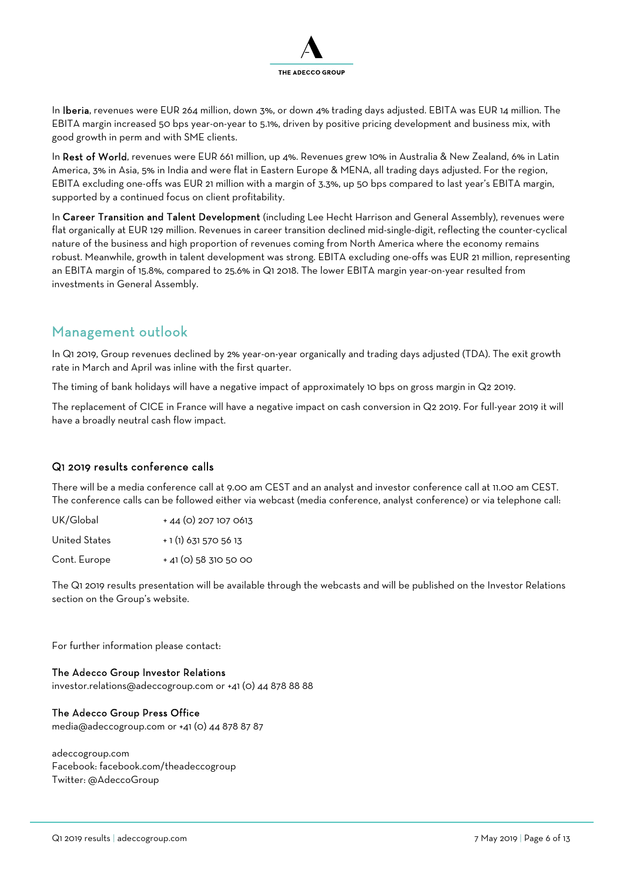In **Iberia**, revenues were EUR 264 million, down 3%, or down 4% trading days adjusted. EBITA was EUR 14 million. The EBITA margin increased 50 bps year-on-year to 5.1%, driven by positive pricing development and business mix, with good growth in perm and with SME clients.

In **Rest of World**, revenues were EUR 661 million, up 4%. Revenues grew 10% in Australia & New Zealand, 6% in Latin America, 3% in Asia, 5% in India and were flat in Eastern Europe & MENA, all trading days adjusted. For the region, EBITA excluding one-offs was EUR 21 million with a margin of 3.3%, up 50 bps compared to last year's EBITA margin, supported by a continued focus on client profitability.

In **Career Transition and Talent Development** (including Lee Hecht Harrison and General Assembly), revenues were flat organically at EUR 129 million. Revenues in career transition declined mid-single-digit, reflecting the counter-cyclical nature of the business and high proportion of revenues coming from North America where the economy remains robust. Meanwhile, growth in talent development was strong. EBITA excluding one-offs was EUR 21 million, representing an EBITA margin of 15.8%, compared to 25.6% in Q1 2018. The lower EBITA margin year-on-year resulted from investments in General Assembly.

## Management outlook

In Q1 2019, Group revenues declined by 2% year-on-year organically and trading days adjusted (TDA). The exit growth rate in March and April was inline with the first quarter.

The timing of bank holidays will have a negative impact of approximately 10 bps on gross margin in Q2 2019.

The replacement of CICE in France will have a negative impact on cash conversion in Q2 2019. For full-year 2019 it will have a broadly neutral cash flow impact.

### Q1 2019 results conference calls

There will be a media conference call at 9.00 am CEST and an analyst and investor conference call at 11.00 am CEST. The conference calls can be followed either via webcast (media conference, analyst conference) or via telephone call:

| | |
|---|---|
| UK/Global | + 44 (0) 207 107 0613 |
| United States | + 1 (1) 631 570 56 13 |
| Cont. Europe | + 41 (0) 58 310 50 00 |

The Q1 2019 results presentation will be available through the webcasts and will be published on the Investor Relations section on the Group's website.

For further information please contact:

**The Adecco Group Investor Relations**
investor.relations@adeccogroup.com or +41 (0) 44 878 88 88

**The Adecco Group Press Office**
media@adeccogroup.com or +41 (0) 44 878 87 87

adeccogroup.com
Facebook: facebook.com/theadeccogroup
Twitter: @AdeccoGroup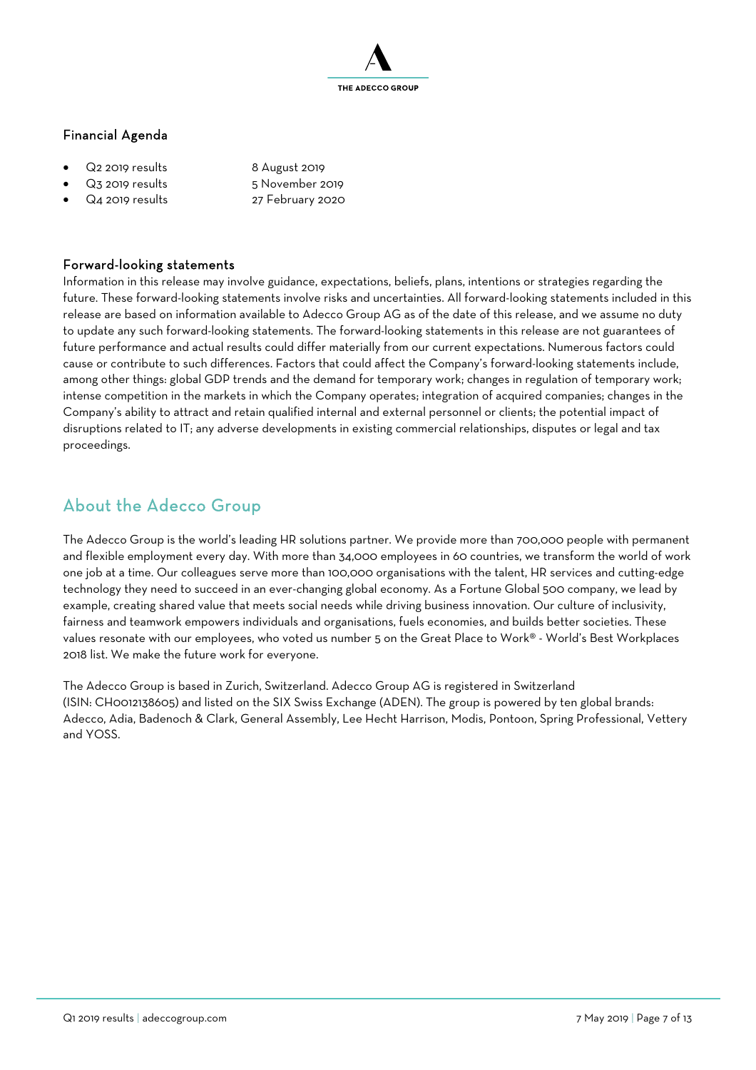## Financial Agenda

- Q2 2019 results 8 August 2019
- Q3 2019 results 5 November 2019
- Q4 2019 results 27 February 2020

### Forward-looking statements

Information in this release may involve guidance, expectations, beliefs, plans, intentions or strategies regarding the future. These forward-looking statements involve risks and uncertainties. All forward-looking statements included in this release are based on information available to Adecco Group AG as of the date of this release, and we assume no duty to update any such forward-looking statements. The forward-looking statements in this release are not guarantees of future performance and actual results could differ materially from our current expectations. Numerous factors could cause or contribute to such differences. Factors that could affect the Company's forward-looking statements include, among other things: global GDP trends and the demand for temporary work; changes in regulation of temporary work; intense competition in the markets in which the Company operates; integration of acquired companies; changes in the Company's ability to attract and retain qualified internal and external personnel or clients; the potential impact of disruptions related to IT; any adverse developments in existing commercial relationships, disputes or legal and tax proceedings.

## About the Adecco Group

The Adecco Group is the world's leading HR solutions partner. We provide more than 700,000 people with permanent and flexible employment every day. With more than 34,000 employees in 60 countries, we transform the world of work one job at a time. Our colleagues serve more than 100,000 organisations with the talent, HR services and cutting-edge technology they need to succeed in an ever-changing global economy. As a Fortune Global 500 company, we lead by example, creating shared value that meets social needs while driving business innovation. Our culture of inclusivity, fairness and teamwork empowers individuals and organisations, fuels economies, and builds better societies. These values resonate with our employees, who voted us number 5 on the Great Place to Work® - World's Best Workplaces 2018 list. We make the future work for everyone.

The Adecco Group is based in Zurich, Switzerland. Adecco Group AG is registered in Switzerland (ISIN: CH0012138605) and listed on the SIX Swiss Exchange (ADEN). The group is powered by ten global brands: Adecco, Adia, Badenoch & Clark, General Assembly, Lee Hecht Harrison, Modis, Pontoon, Spring Professional, Vettery and YOSS.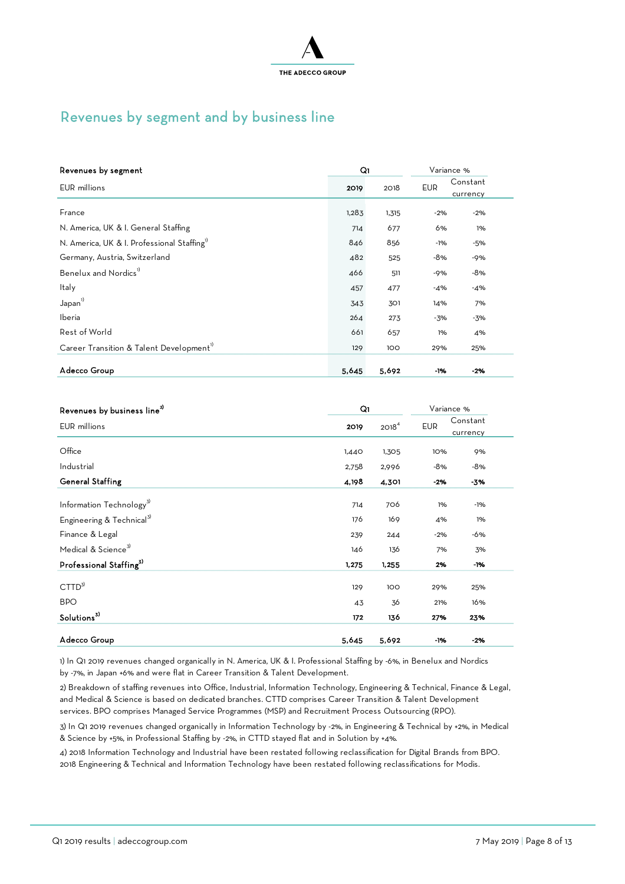## Revenues by segment and by business line

| Revenues by segment | Q1 | | Variance % | |
|---|---|---|---|---|
| EUR millions | 2019 | 2018 | EUR | Constant currency |
| France | 1,283 | 1,315 | -2% | -2% |
| N. America, UK & I. General Staffing | 714 | 677 | 6% | 1% |
| N. America, UK & I. Professional Staffing[1] | 846 | 856 | -1% | -5% |
| Germany, Austria, Switzerland | 482 | 525 | -8% | -9% |
| Benelux and Nordics[1] | 466 | 511 | -9% | -8% |
| Italy | 457 | 477 | -4% | -4% |
| Japan[1] | 343 | 301 | 14% | 7% |
| Iberia | 264 | 273 | -3% | -3% |
| Rest of World | 661 | 657 | 1% | 4% |
| Career Transition & Talent Development[1] | 129 | 100 | 29% | 25% |
| **Adecco Group** | **5,645** | **5,692** | **-1%** | **-2%** |

| Revenues by business line[2] | Q1 | | Variance % | |
|---|---|---|---|---|
| EUR millions | 2019 | 2018[4] | EUR | Constant currency |
| Office | 1,440 | 1,305 | 10% | 9% |
| Industrial | 2,758 | 2,996 | -8% | -8% |
| **General Staffing** | **4,198** | **4,301** | **-2%** | **-3%** |
| Information Technology[3] | 714 | 706 | 1% | -1% |
| Engineering & Technical[3] | 176 | 169 | 4% | 1% |
| Finance & Legal | 239 | 244 | -2% | -6% |
| Medical & Science[3] | 146 | 136 | 7% | 3% |
| **Professional Staffing[3]** | **1,275** | **1,255** | **2%** | **-1%** |
| CTTD[3] | 129 | 100 | 29% | 25% |
| BPO | 43 | 36 | 21% | 16% |
| **Solutions[3]** | **172** | **136** | **27%** | **23%** |
| **Adecco Group** | **5,645** | **5,692** | **-1%** | **-2%** |

1) In Q1 2019 revenues changed organically in N. America, UK & I. Professional Staffing by -6%, in Benelux and Nordics by -7%, in Japan +6% and were flat in Career Transition & Talent Development.

2) Breakdown of staffing revenues into Office, Industrial, Information Technology, Engineering & Technical, Finance & Legal, and Medical & Science is based on dedicated branches. CTTD comprises Career Transition & Talent Development services. BPO comprises Managed Service Programmes (MSP) and Recruitment Process Outsourcing (RPO).

3) In Q1 2019 revenues changed organically in Information Technology by -2%, in Engineering & Technical by +2%, in Medical & Science by +5%, in Professional Staffing by -2%, in CTTD stayed flat and in Solution by +4%.

4) 2018 Information Technology and Industrial have been restated following reclassification for Digital Brands from BPO. 2018 Engineering & Technical and Information Technology have been restated following reclassifications for Modis.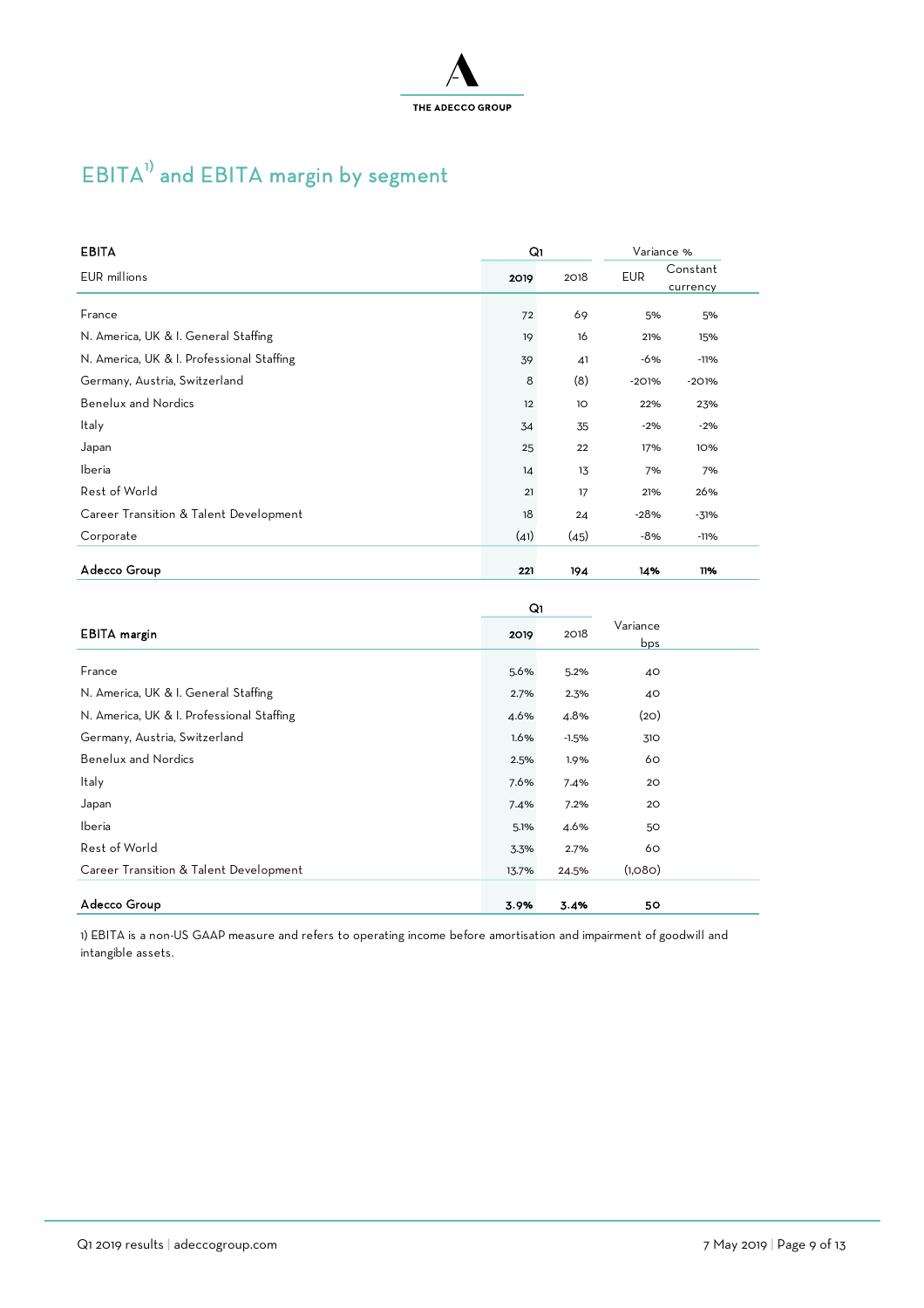# EBITA[1] and EBITA margin by segment

| EBITA | Q1 | | Variance % | |
|---|---|---|---|---|
| EUR millions | 2019 | 2018 | EUR | Constant currency |
| France | 72 | 69 | 5% | 5% |
| N. America, UK & I. General Staffing | 19 | 16 | 21% | 15% |
| N. America, UK & I. Professional Staffing | 39 | 41 | -6% | -11% |
| Germany, Austria, Switzerland | 8 | (8) | -201% | -201% |
| Benelux and Nordics | 12 | 10 | 22% | 23% |
| Italy | 34 | 35 | -2% | -2% |
| Japan | 25 | 22 | 17% | 10% |
| Iberia | 14 | 13 | 7% | 7% |
| Rest of World | 21 | 17 | 21% | 26% |
| Career Transition & Talent Development | 18 | 24 | -28% | -31% |
| Corporate | (41) | (45) | -8% | -11% |
| **Adecco Group** | **221** | **194** | **14%** | **11%** |

| | Q1 | | |
|---|---|---|---|
| **EBITA margin** | 2019 | 2018 | Variance bps |
| France | 5.6% | 5.2% | 40 |
| N. America, UK & I. General Staffing | 2.7% | 2.3% | 40 |
| N. America, UK & I. Professional Staffing | 4.6% | 4.8% | (20) |
| Germany, Austria, Switzerland | 1.6% | -1.5% | 310 |
| Benelux and Nordics | 2.5% | 1.9% | 60 |
| Italy | 7.6% | 7.4% | 20 |
| Japan | 7.4% | 7.2% | 20 |
| Iberia | 5.1% | 4.6% | 50 |
| Rest of World | 3.3% | 2.7% | 60 |
| Career Transition & Talent Development | 13.7% | 24.5% | (1,080) |
| **Adecco Group** | **3.9%** | **3.4%** | **50** |

1) EBITA is a non-US GAAP measure and refers to operating income before amortisation and impairment of goodwill and intangible assets.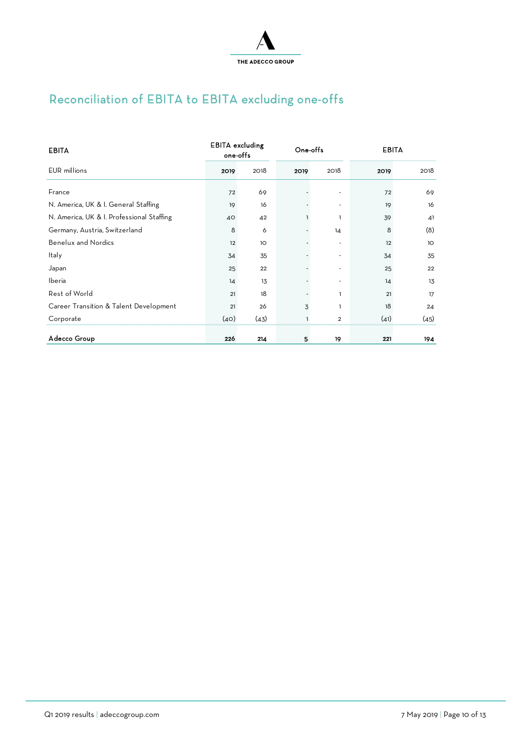# Reconciliation of EBITA to EBITA excluding one-offs

| EBITA | EBITA excluding one-offs | | One-offs | | EBITA | |
|---|---|---|---|---|---|---|
| EUR millions | **2019** | 2018 | **2019** | 2018 | **2019** | 2018 |
| France | 72 | 69 | - | - | 72 | 69 |
| N. America, UK & I. General Staffing | 19 | 16 | - | - | 19 | 16 |
| N. America, UK & I. Professional Staffing | 40 | 42 | 1 | 1 | 39 | 41 |
| Germany, Austria, Switzerland | 8 | 6 | - | 14 | 8 | (8) |
| Benelux and Nordics | 12 | 10 | - | - | 12 | 10 |
| Italy | 34 | 35 | - | - | 34 | 35 |
| Japan | 25 | 22 | - | - | 25 | 22 |
| Iberia | 14 | 13 | - | - | 14 | 13 |
| Rest of World | 21 | 18 | - | 1 | 21 | 17 |
| Career Transition & Talent Development | 21 | 26 | 3 | 1 | 18 | 24 |
| Corporate | (40) | (43) | 1 | 2 | (41) | (45) |
| **Adecco Group** | **226** | **214** | **5** | **19** | **221** | **194** |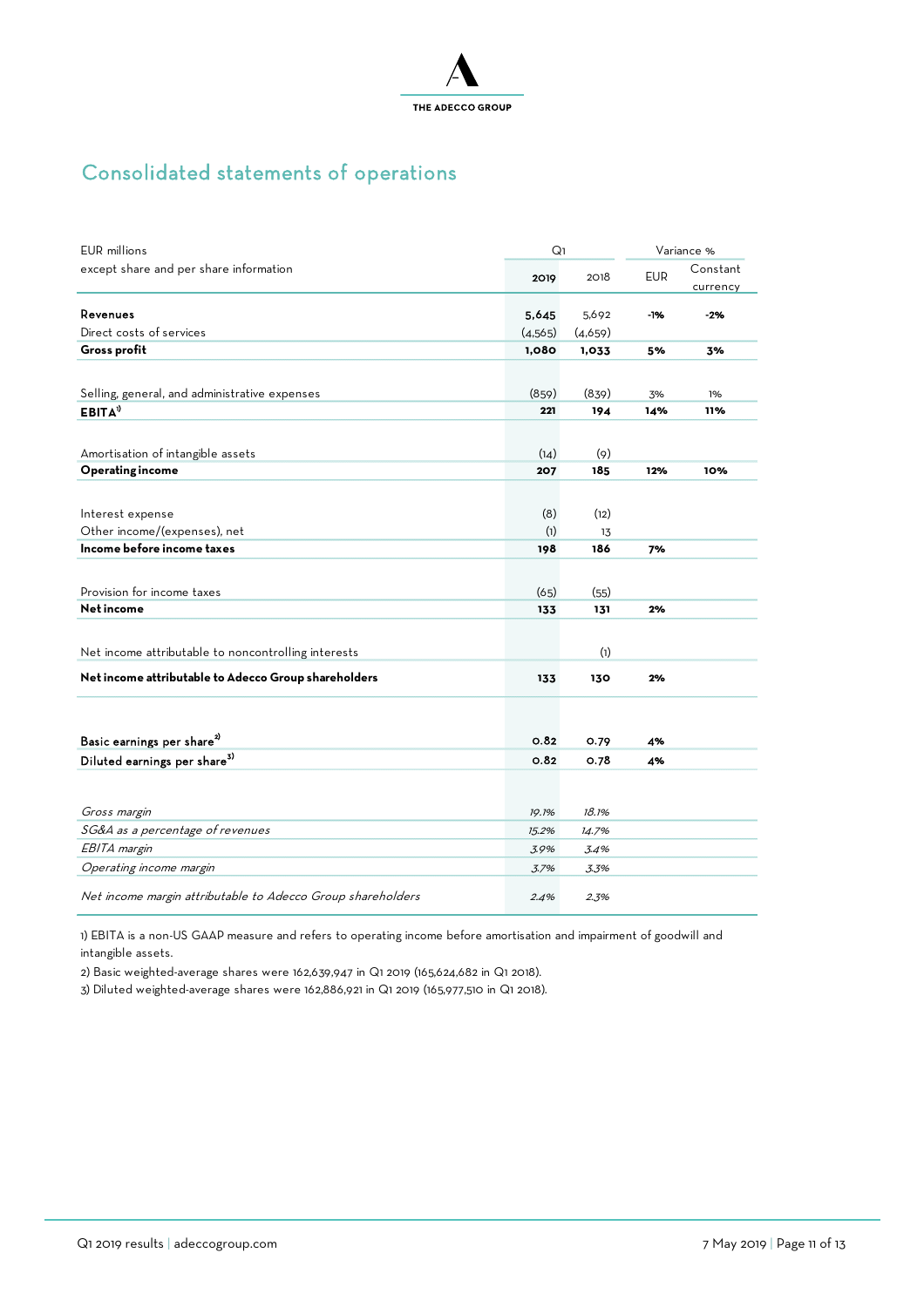# Consolidated statements of operations

| EUR millions except share and per share information | Q1 | | Variance % | |
|---|---|---|---|---|
| | **2019** | 2018 | EUR | Constant currency |
| **Revenues** | **5,645** | 5,692 | **-1%** | **-2%** |
| Direct costs of services | (4,565) | (4,659) | | |
| **Gross profit** | **1,080** | **1,033** | **5%** | **3%** |
| Selling, general, and administrative expenses | (859) | (839) | 3% | 1% |
| **EBITA**[1] | **221** | **194** | **14%** | **11%** |
| Amortisation of intangible assets | (14) | (9) | | |
| **Operating income** | **207** | **185** | **12%** | **10%** |
| Interest expense | (8) | (12) | | |
| Other income/(expenses), net | (1) | 13 | | |
| **Income before income taxes** | **198** | **186** | **7%** | |
| Provision for income taxes | (65) | (55) | | |
| **Net income** | **133** | **131** | **2%** | |
| Net income attributable to noncontrolling interests | | (1) | | |
| **Net income attributable to Adecco Group shareholders** | **133** | **130** | **2%** | |
| **Basic earnings per share**[2] | **0.82** | **0.79** | **4%** | |
| **Diluted earnings per share**[3] | **0.82** | **0.78** | **4%** | |
| *Gross margin* | *19.1%* | *18.1%* | | |
| *SG&A as a percentage of revenues* | *15.2%* | *14.7%* | | |
| *EBITA margin* | *3.9%* | *3.4%* | | |
| *Operating income margin* | *3.7%* | *3.3%* | | |
| *Net income margin attributable to Adecco Group shareholders* | *2.4%* | *2.3%* | | |

1) EBITA is a non-US GAAP measure and refers to operating income before amortisation and impairment of goodwill and intangible assets.

2) Basic weighted-average shares were 162,639,947 in Q1 2019 (165,624,682 in Q1 2018).

3) Diluted weighted-average shares were 162,886,921 in Q1 2019 (165,977,510 in Q1 2018).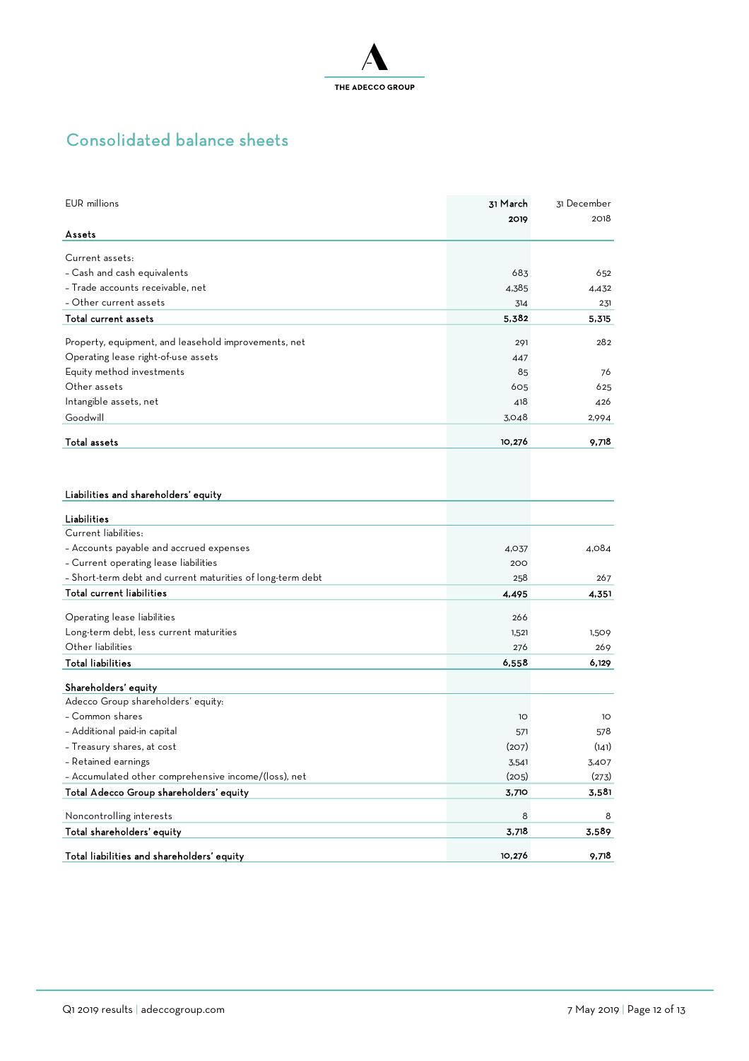# Consolidated balance sheets

| EUR millions | 31 March 2019 | 31 December 2018 |
|---|---|---|
| **Assets** | | |
| Current assets: | | |
| - Cash and cash equivalents | 683 | 652 |
| - Trade accounts receivable, net | 4,385 | 4,432 |
| - Other current assets | 314 | 231 |
| **Total current assets** | **5,382** | **5,315** |
| Property, equipment, and leasehold improvements, net | 291 | 282 |
| Operating lease right-of-use assets | 447 | |
| Equity method investments | 85 | 76 |
| Other assets | 605 | 625 |
| Intangible assets, net | 418 | 426 |
| Goodwill | 3,048 | 2,994 |
| **Total assets** | **10,276** | **9,718** |
| | | |
| **Liabilities and shareholders' equity** | | |
| **Liabilities** | | |
| Current liabilities: | | |
| - Accounts payable and accrued expenses | 4,037 | 4,084 |
| - Current operating lease liabilities | 200 | |
| - Short-term debt and current maturities of long-term debt | 258 | 267 |
| **Total current liabilities** | **4,495** | **4,351** |
| Operating lease liabilities | 266 | |
| Long-term debt, less current maturities | 1,521 | 1,509 |
| Other liabilities | 276 | 269 |
| **Total liabilities** | **6,558** | **6,129** |
| **Shareholders' equity** | | |
| Adecco Group shareholders' equity: | | |
| - Common shares | 10 | 10 |
| - Additional paid-in capital | 571 | 578 |
| - Treasury shares, at cost | (207) | (141) |
| - Retained earnings | 3,541 | 3,407 |
| - Accumulated other comprehensive income/(loss), net | (205) | (273) |
| **Total Adecco Group shareholders' equity** | **3,710** | **3,581** |
| Noncontrolling interests | 8 | 8 |
| **Total shareholders' equity** | **3,718** | **3,589** |
| **Total liabilities and shareholders' equity** | **10,276** | **9,718** |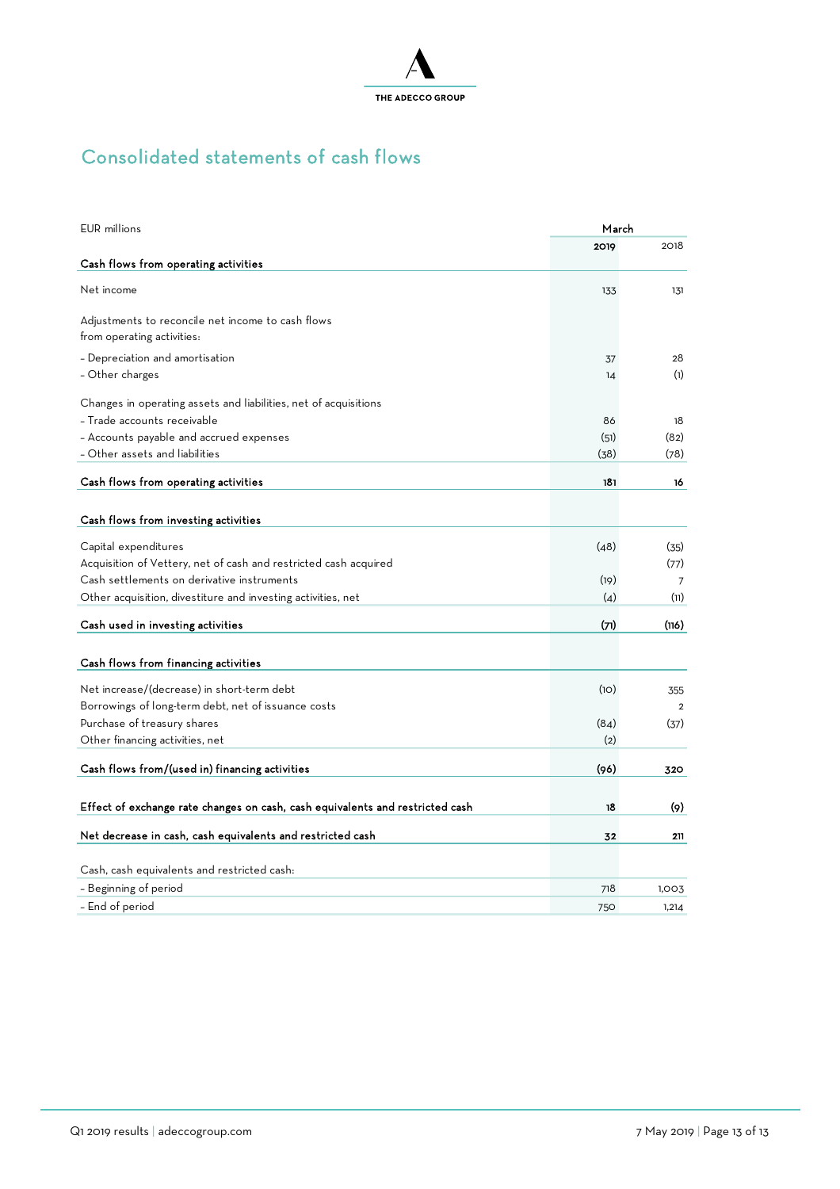THE ADECCO GROUP

# Consolidated statements of cash flows

| EUR millions | March | |
|---|---|---|
| | **2019** | 2018 |
| **Cash flows from operating activities** | | |
| Net income | 133 | 131 |
| Adjustments to reconcile net income to cash flows from operating activities: | | |
| – Depreciation and amortisation | 37 | 28 |
| – Other charges | 14 | (1) |
| Changes in operating assets and liabilities, net of acquisitions | | |
| – Trade accounts receivable | 86 | 18 |
| – Accounts payable and accrued expenses | (51) | (82) |
| – Other assets and liabilities | (38) | (78) |
| **Cash flows from operating activities** | **181** | **16** |
| **Cash flows from investing activities** | | |
| Capital expenditures | (48) | (35) |
| Acquisition of Vettery, net of cash and restricted cash acquired | | (77) |
| Cash settlements on derivative instruments | (19) | 7 |
| Other acquisition, divestiture and investing activities, net | (4) | (11) |
| **Cash used in investing activities** | **(71)** | **(116)** |
| **Cash flows from financing activities** | | |
| Net increase/(decrease) in short-term debt | (10) | 355 |
| Borrowings of long-term debt, net of issuance costs | | 2 |
| Purchase of treasury shares | (84) | (37) |
| Other financing activities, net | (2) | |
| **Cash flows from/(used in) financing activities** | **(96)** | **320** |
| **Effect of exchange rate changes on cash, cash equivalents and restricted cash** | **18** | **(9)** |
| **Net decrease in cash, cash equivalents and restricted cash** | **32** | **211** |
| Cash, cash equivalents and restricted cash: | | |
| – Beginning of period | 718 | 1,003 |
| – End of period | 750 | 1,214 |